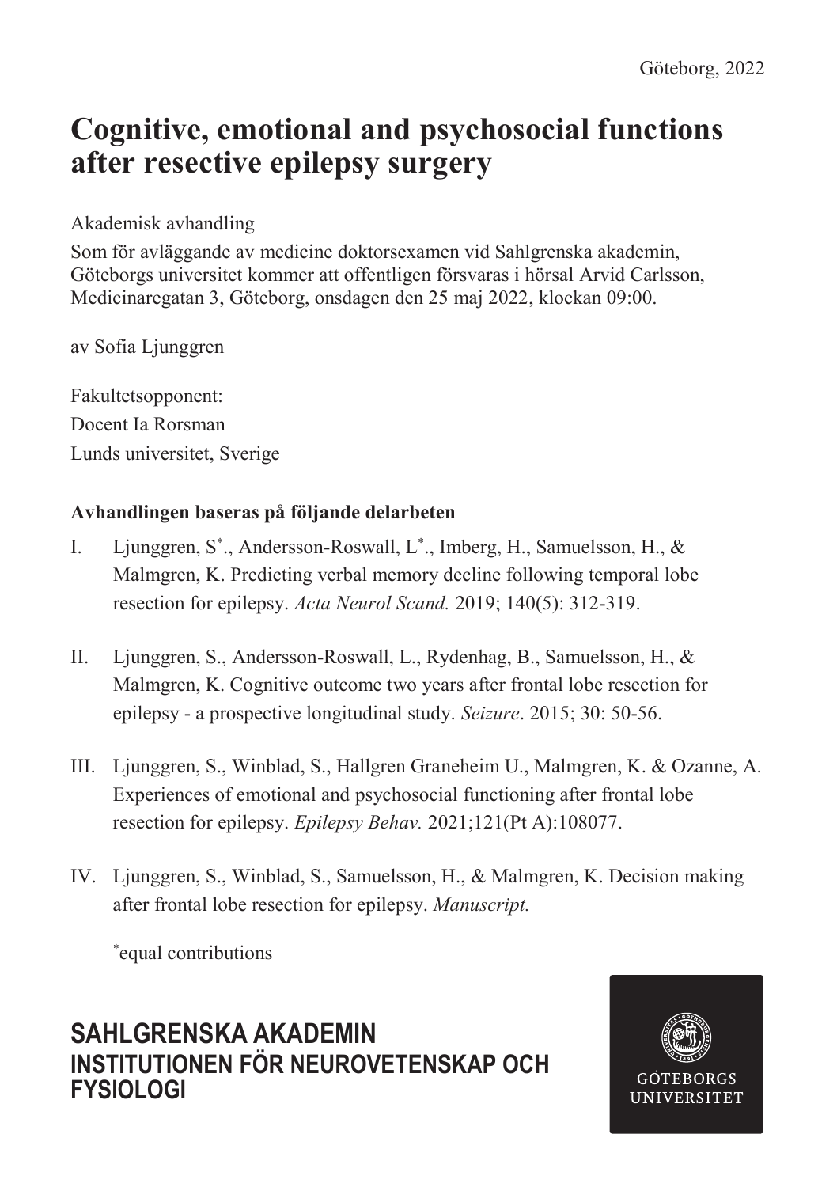Göteborg, 2022

# Cognitive, emotional and psychosocial functions after resective epilepsy surgery

Akademisk avhandling

Som för avläggande av medicine doktorsexamen vid Sahlgrenska akademin, Göteborgs universitet kommer att offentligen försvaras i hörsal Arvid Carlsson, Medicinaregatan 3, Göteborg, onsdagen den 25 maj 2022, klockan 09:00.

av Sofia Ljunggren

Fakultetsopponent:
Docent Ia Rorsman
Lunds universitet, Sverige

**Avhandlingen baseras på följande delarbeten**

I. Ljunggren, S*., Andersson-Roswall, L*., Imberg, H., Samuelsson, H., & Malmgren, K. Predicting verbal memory decline following temporal lobe resection for epilepsy. *Acta Neurol Scand.* 2019; 140(5): 312-319.

II. Ljunggren, S., Andersson-Roswall, L., Rydenhag, B., Samuelsson, H., & Malmgren, K. Cognitive outcome two years after frontal lobe resection for epilepsy - a prospective longitudinal study. *Seizure*. 2015; 30: 50-56.

III. Ljunggren, S., Winblad, S., Hallgren Graneheim U., Malmgren, K. & Ozanne, A. Experiences of emotional and psychosocial functioning after frontal lobe resection for epilepsy. *Epilepsy Behav.* 2021;121(Pt A):108077.

IV. Ljunggren, S., Winblad, S., Samuelsson, H., & Malmgren, K. Decision making after frontal lobe resection for epilepsy. *Manuscript.*

*equal contributions

**SAHLGRENSKA AKADEMIN**
**INSTITUTIONEN FÖR NEUROVETENSKAP OCH FYSIOLOGI**

GÖTEBORGS UNIVERSITET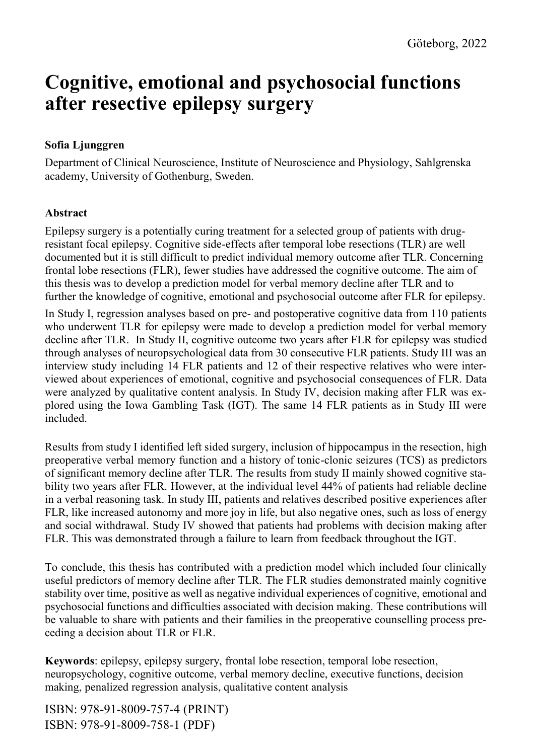Göteborg, 2022

# Cognitive, emotional and psychosocial functions after resective epilepsy surgery

**Sofia Ljunggren**

Department of Clinical Neuroscience, Institute of Neuroscience and Physiology, Sahlgrenska academy, University of Gothenburg, Sweden.

**Abstract**

Epilepsy surgery is a potentially curing treatment for a selected group of patients with drug-resistant focal epilepsy. Cognitive side-effects after temporal lobe resections (TLR) are well documented but it is still difficult to predict individual memory outcome after TLR. Concerning frontal lobe resections (FLR), fewer studies have addressed the cognitive outcome. The aim of this thesis was to develop a prediction model for verbal memory decline after TLR and to further the knowledge of cognitive, emotional and psychosocial outcome after FLR for epilepsy.

In Study I, regression analyses based on pre- and postoperative cognitive data from 110 patients who underwent TLR for epilepsy were made to develop a prediction model for verbal memory decline after TLR. In Study II, cognitive outcome two years after FLR for epilepsy was studied through analyses of neuropsychological data from 30 consecutive FLR patients. Study III was an interview study including 14 FLR patients and 12 of their respective relatives who were interviewed about experiences of emotional, cognitive and psychosocial consequences of FLR. Data were analyzed by qualitative content analysis. In Study IV, decision making after FLR was explored using the Iowa Gambling Task (IGT). The same 14 FLR patients as in Study III were included.

Results from study I identified left sided surgery, inclusion of hippocampus in the resection, high preoperative verbal memory function and a history of tonic-clonic seizures (TCS) as predictors of significant memory decline after TLR. The results from study II mainly showed cognitive stability two years after FLR. However, at the individual level 44% of patients had reliable decline in a verbal reasoning task. In study III, patients and relatives described positive experiences after FLR, like increased autonomy and more joy in life, but also negative ones, such as loss of energy and social withdrawal. Study IV showed that patients had problems with decision making after FLR. This was demonstrated through a failure to learn from feedback throughout the IGT.

To conclude, this thesis has contributed with a prediction model which included four clinically useful predictors of memory decline after TLR. The FLR studies demonstrated mainly cognitive stability over time, positive as well as negative individual experiences of cognitive, emotional and psychosocial functions and difficulties associated with decision making. These contributions will be valuable to share with patients and their families in the preoperative counselling process preceding a decision about TLR or FLR.

**Keywords**: epilepsy, epilepsy surgery, frontal lobe resection, temporal lobe resection, neuropsychology, cognitive outcome, verbal memory decline, executive functions, decision making, penalized regression analysis, qualitative content analysis

ISBN: 978-91-8009-757-4 (PRINT)
ISBN: 978-91-8009-758-1 (PDF)